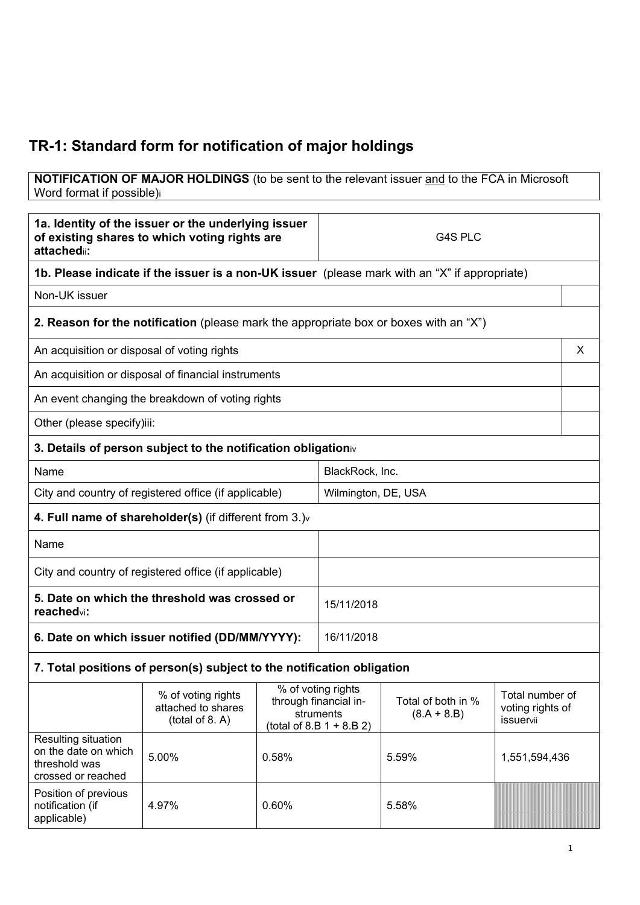# TR-1: Standard form for notification of major holdings

| **NOTIFICATION OF MAJOR HOLDINGS** (to be sent to the relevant issuer and to the FCA in Microsoft Word format if possible)[i] |
|---|

| **1a. Identity of the issuer or the underlying issuer of existing shares to which voting rights are attached**[ii]**:** | G4S PLC |
|---|---|
| **1b. Please indicate if the issuer is a non-UK issuer** (please mark with an "X" if appropriate) | |
| Non-UK issuer | |
| **2. Reason for the notification** (please mark the appropriate box or boxes with an "X") | |
| An acquisition or disposal of voting rights | X |
| An acquisition or disposal of financial instruments | |
| An event changing the breakdown of voting rights | |
| Other (please specify)[iii]: | |
| **3. Details of person subject to the notification obligation**[iv] | |
| Name | BlackRock, Inc. |
| City and country of registered office (if applicable) | Wilmington, DE, USA |
| **4. Full name of shareholder(s)** (if different from 3.)[v] | |
| Name | |
| City and country of registered office (if applicable) | |
| **5. Date on which the threshold was crossed or reached**[vi]**:** | 15/11/2018 |
| **6. Date on which issuer notified (DD/MM/YYYY):** | 16/11/2018 |

**7. Total positions of person(s) subject to the notification obligation**

| | % of voting rights attached to shares (total of 8. A) | % of voting rights through financial instruments (total of 8.B 1 + 8.B 2) | Total of both in % (8.A + 8.B) | Total number of voting rights of issuer[vii] |
|---|---|---|---|---|
| Resulting situation on the date on which threshold was crossed or reached | 5.00% | 0.58% | 5.59% | 1,551,594,436 |
| Position of previous notification (if applicable) | 4.97% | 0.60% | 5.58% | |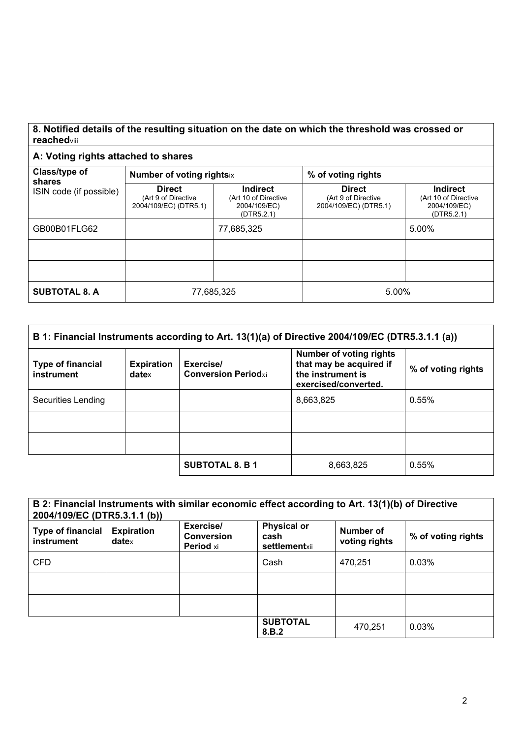## 8. Notified details of the resulting situation on the date on which the threshold was crossed or reached[viii]

### A: Voting rights attached to shares

| Class/type of shares ISIN code (if possible) | Number of voting rights[ix] | | % of voting rights | |
|---|---|---|---|---|
| | **Direct** (Art 9 of Directive 2004/109/EC) (DTR5.1) | **Indirect** (Art 10 of Directive 2004/109/EC) (DTR5.2.1) | **Direct** (Art 9 of Directive 2004/109/EC) (DTR5.1) | **Indirect** (Art 10 of Directive 2004/109/EC) (DTR5.2.1) |
| GB00B01FLG62 | | 77,685,325 | | 5.00% |
| | | | | |
| | | | | |
| **SUBTOTAL 8. A** | 77,685,325 | | 5.00% | |

### B 1: Financial Instruments according to Art. 13(1)(a) of Directive 2004/109/EC (DTR5.3.1.1 (a))

| Type of financial instrument | Expiration date[x] | Exercise/ Conversion Period[xi] | Number of voting rights that may be acquired if the instrument is exercised/converted. | % of voting rights |
|---|---|---|---|---|
| Securities Lending | | | 8,663,825 | 0.55% |
| | | | | |
| | | | | |
| | | **SUBTOTAL 8. B 1** | 8,663,825 | 0.55% |

### B 2: Financial Instruments with similar economic effect according to Art. 13(1)(b) of Directive 2004/109/EC (DTR5.3.1.1 (b))

| Type of financial instrument | Expiration date[x] | Exercise/ Conversion Period [xi] | Physical or cash settlement[xii] | Number of voting rights | % of voting rights |
|---|---|---|---|---|---|
| CFD | | | Cash | 470,251 | 0.03% |
| | | | | | |
| | | | | | |
| | | | **SUBTOTAL 8.B.2** | 470,251 | 0.03% |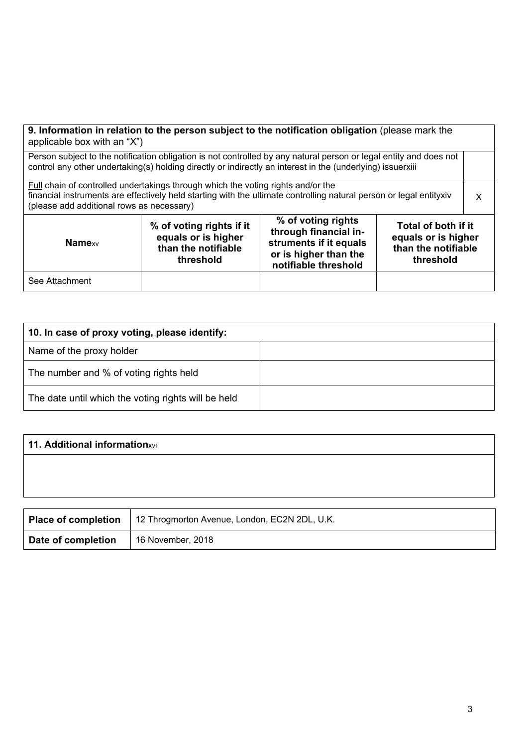| **9. Information in relation to the person subject to the notification obligation** (please mark the applicable box with an "X") | | | | |
|---|---|---|---|---|
| Person subject to the notification obligation is not controlled by any natural person or legal entity and does not control any other undertaking(s) holding directly or indirectly an interest in the (underlying) issuer[xiii] | | | | |
| Full chain of controlled undertakings through which the voting rights and/or the financial instruments are effectively held starting with the ultimate controlling natural person or legal entity[xiv] (please add additional rows as necessary) | | | | X |
| **Name**[xv] | **% of voting rights if it equals or is higher than the notifiable threshold** | **% of voting rights through financial instruments if it equals or is higher than the notifiable threshold** | **Total of both if it equals or is higher than the notifiable threshold** | |
| See Attachment | | | | |

| **10. In case of proxy voting, please identify:** | |
|---|---|
| Name of the proxy holder | |
| The number and % of voting rights held | |
| The date until which the voting rights will be held | |

| **11. Additional information**[xvi] |
|---|
| |

| **Place of completion** | 12 Throgmorton Avenue, London, EC2N 2DL, U.K. |
|---|---|
| **Date of completion** | 16 November, 2018 |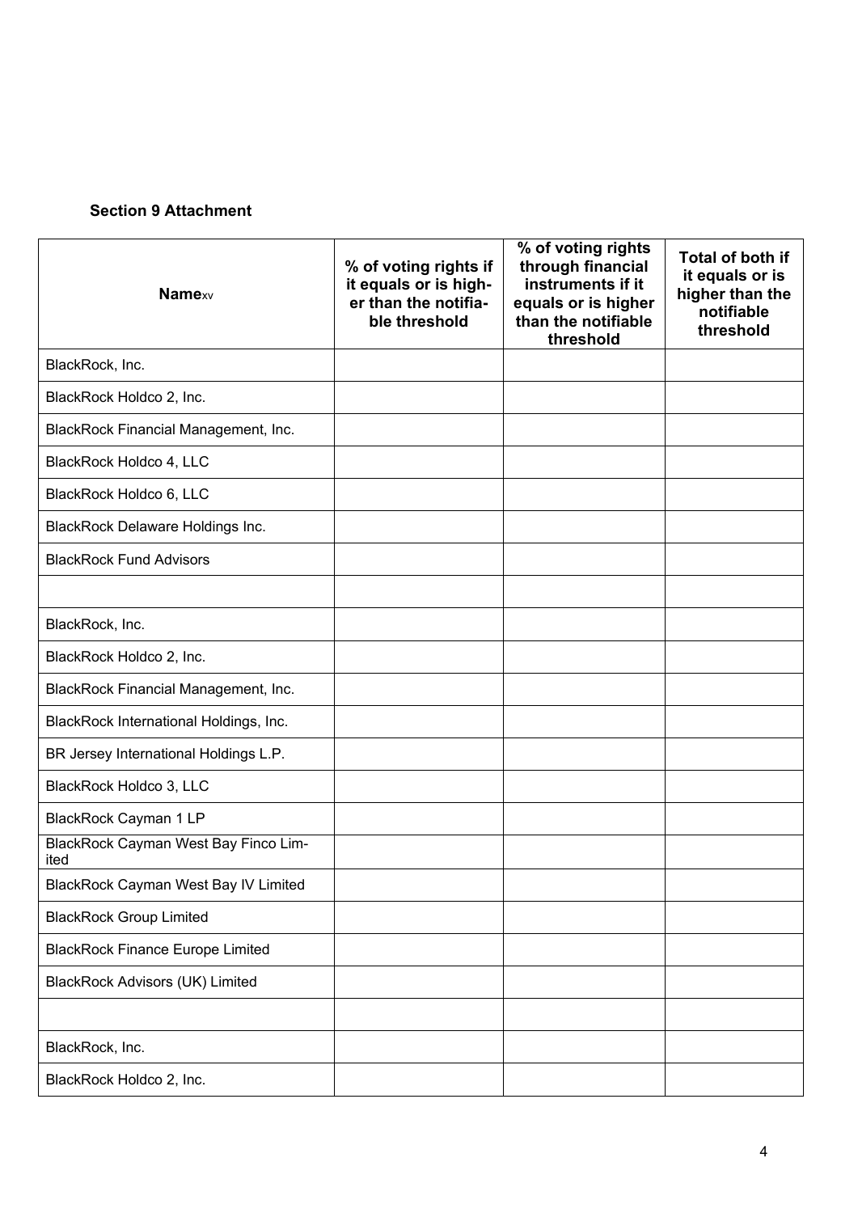**Section 9 Attachment**

| Name[xv] | % of voting rights if it equals or is higher than the notifiable threshold | % of voting rights through financial instruments if it equals or is higher than the notifiable threshold | Total of both if it equals or is higher than the notifiable threshold |
|---|---|---|---|
| BlackRock, Inc. | | | |
| BlackRock Holdco 2, Inc. | | | |
| BlackRock Financial Management, Inc. | | | |
| BlackRock Holdco 4, LLC | | | |
| BlackRock Holdco 6, LLC | | | |
| BlackRock Delaware Holdings Inc. | | | |
| BlackRock Fund Advisors | | | |
| | | | |
| BlackRock, Inc. | | | |
| BlackRock Holdco 2, Inc. | | | |
| BlackRock Financial Management, Inc. | | | |
| BlackRock International Holdings, Inc. | | | |
| BR Jersey International Holdings L.P. | | | |
| BlackRock Holdco 3, LLC | | | |
| BlackRock Cayman 1 LP | | | |
| BlackRock Cayman West Bay Finco Limited | | | |
| BlackRock Cayman West Bay IV Limited | | | |
| BlackRock Group Limited | | | |
| BlackRock Finance Europe Limited | | | |
| BlackRock Advisors (UK) Limited | | | |
| | | | |
| BlackRock, Inc. | | | |
| BlackRock Holdco 2, Inc. | | | |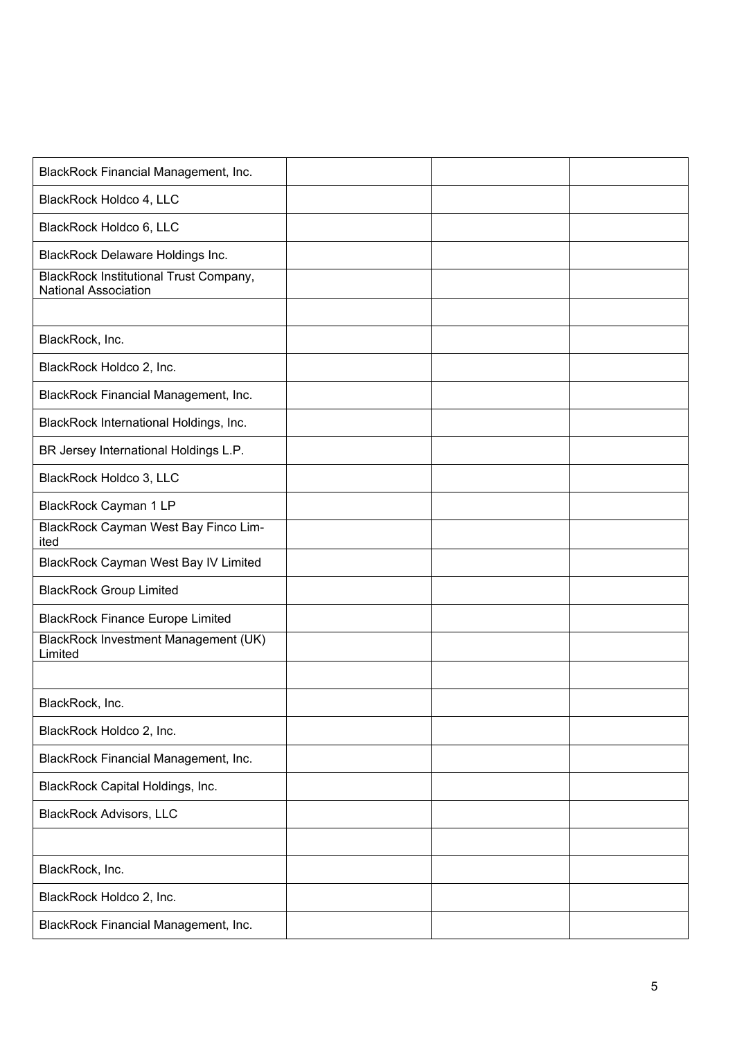| | | | |
|---|---|---|---|
| BlackRock Financial Management, Inc. | | | |
| BlackRock Holdco 4, LLC | | | |
| BlackRock Holdco 6, LLC | | | |
| BlackRock Delaware Holdings Inc. | | | |
| BlackRock Institutional Trust Company, National Association | | | |
| | | | |
| BlackRock, Inc. | | | |
| BlackRock Holdco 2, Inc. | | | |
| BlackRock Financial Management, Inc. | | | |
| BlackRock International Holdings, Inc. | | | |
| BR Jersey International Holdings L.P. | | | |
| BlackRock Holdco 3, LLC | | | |
| BlackRock Cayman 1 LP | | | |
| BlackRock Cayman West Bay Finco Limited | | | |
| BlackRock Cayman West Bay IV Limited | | | |
| BlackRock Group Limited | | | |
| BlackRock Finance Europe Limited | | | |
| BlackRock Investment Management (UK) Limited | | | |
| | | | |
| BlackRock, Inc. | | | |
| BlackRock Holdco 2, Inc. | | | |
| BlackRock Financial Management, Inc. | | | |
| BlackRock Capital Holdings, Inc. | | | |
| BlackRock Advisors, LLC | | | |
| | | | |
| BlackRock, Inc. | | | |
| BlackRock Holdco 2, Inc. | | | |
| BlackRock Financial Management, Inc. | | | |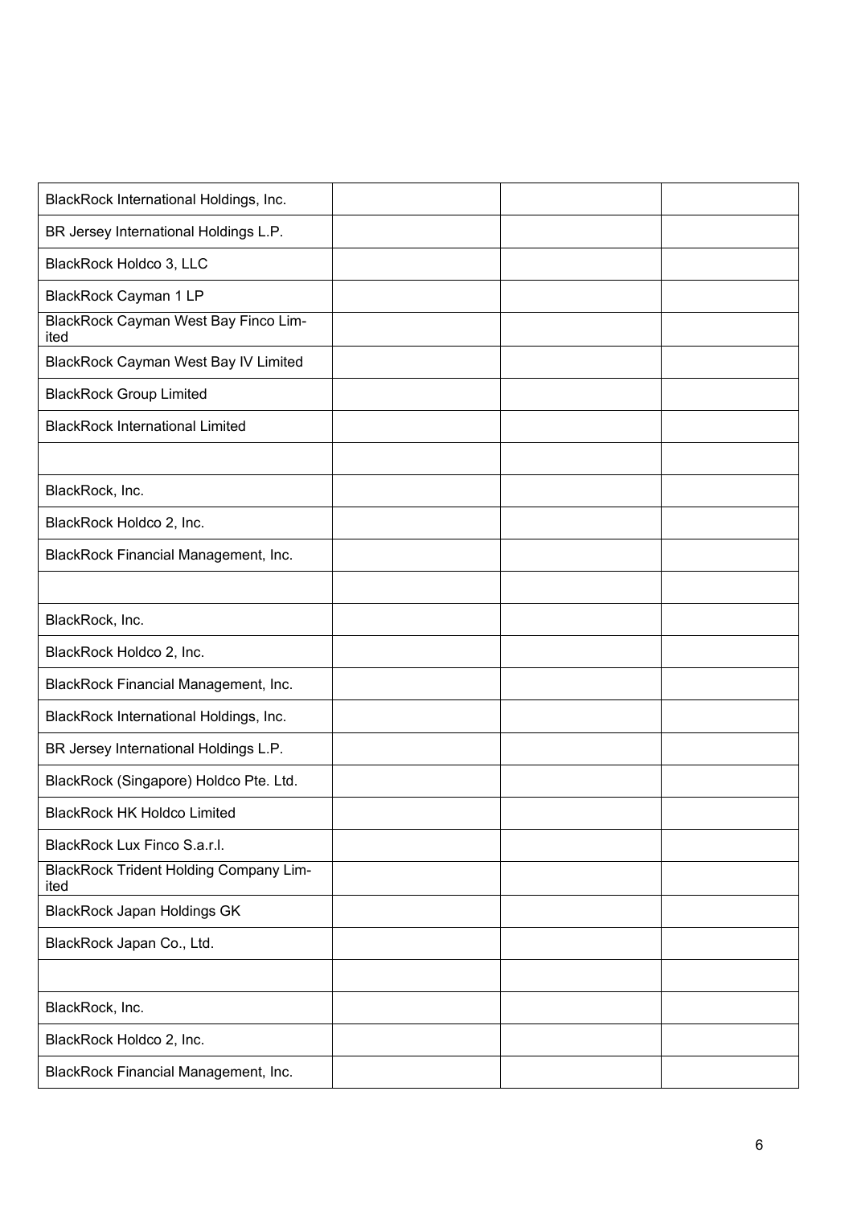| | | | |
|---|---|---|---|
| BlackRock International Holdings, Inc. | | | |
| BR Jersey International Holdings L.P. | | | |
| BlackRock Holdco 3, LLC | | | |
| BlackRock Cayman 1 LP | | | |
| BlackRock Cayman West Bay Finco Limited | | | |
| BlackRock Cayman West Bay IV Limited | | | |
| BlackRock Group Limited | | | |
| BlackRock International Limited | | | |
| | | | |
| BlackRock, Inc. | | | |
| BlackRock Holdco 2, Inc. | | | |
| BlackRock Financial Management, Inc. | | | |
| | | | |
| BlackRock, Inc. | | | |
| BlackRock Holdco 2, Inc. | | | |
| BlackRock Financial Management, Inc. | | | |
| BlackRock International Holdings, Inc. | | | |
| BR Jersey International Holdings L.P. | | | |
| BlackRock (Singapore) Holdco Pte. Ltd. | | | |
| BlackRock HK Holdco Limited | | | |
| BlackRock Lux Finco S.a.r.l. | | | |
| BlackRock Trident Holding Company Limited | | | |
| BlackRock Japan Holdings GK | | | |
| BlackRock Japan Co., Ltd. | | | |
| | | | |
| BlackRock, Inc. | | | |
| BlackRock Holdco 2, Inc. | | | |
| BlackRock Financial Management, Inc. | | | |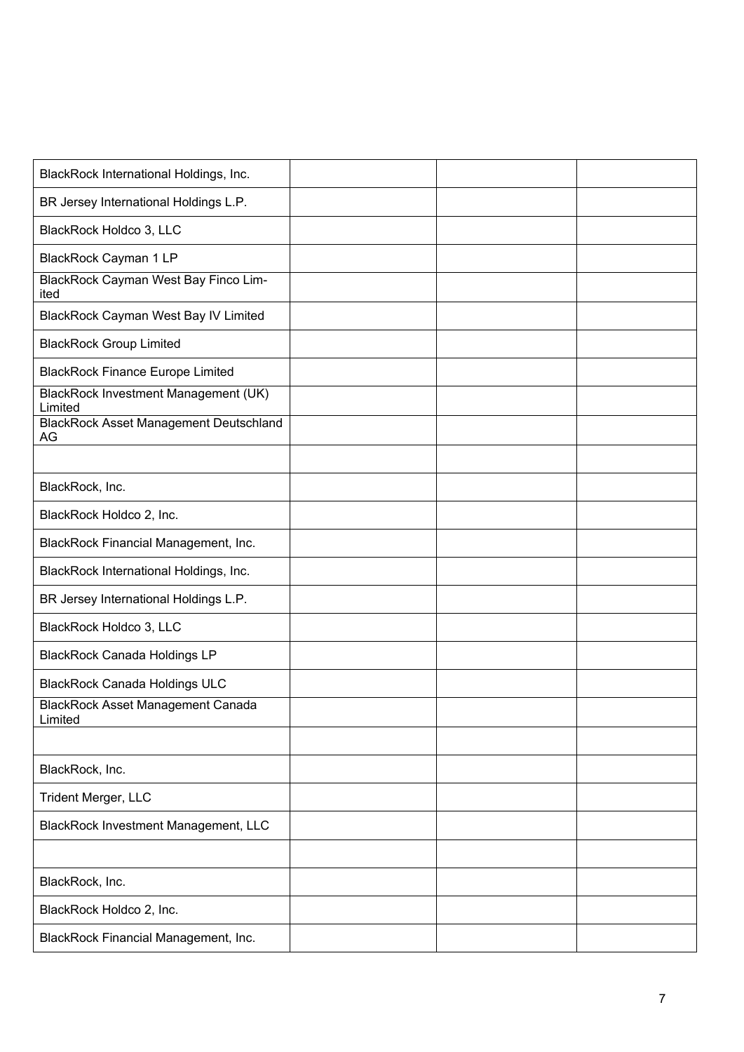| | | | |
|---|---|---|---|
| BlackRock International Holdings, Inc. | | | |
| BR Jersey International Holdings L.P. | | | |
| BlackRock Holdco 3, LLC | | | |
| BlackRock Cayman 1 LP | | | |
| BlackRock Cayman West Bay Finco Limited | | | |
| BlackRock Cayman West Bay IV Limited | | | |
| BlackRock Group Limited | | | |
| BlackRock Finance Europe Limited | | | |
| BlackRock Investment Management (UK) Limited | | | |
| BlackRock Asset Management Deutschland AG | | | |
| | | | |
| BlackRock, Inc. | | | |
| BlackRock Holdco 2, Inc. | | | |
| BlackRock Financial Management, Inc. | | | |
| BlackRock International Holdings, Inc. | | | |
| BR Jersey International Holdings L.P. | | | |
| BlackRock Holdco 3, LLC | | | |
| BlackRock Canada Holdings LP | | | |
| BlackRock Canada Holdings ULC | | | |
| BlackRock Asset Management Canada Limited | | | |
| | | | |
| BlackRock, Inc. | | | |
| Trident Merger, LLC | | | |
| BlackRock Investment Management, LLC | | | |
| | | | |
| BlackRock, Inc. | | | |
| BlackRock Holdco 2, Inc. | | | |
| BlackRock Financial Management, Inc. | | | |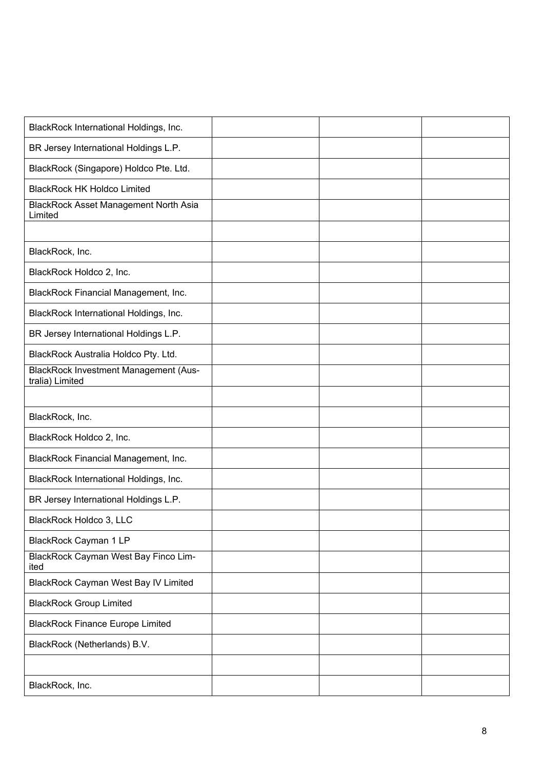| | | | |
|---|---|---|---|
| BlackRock International Holdings, Inc. | | | |
| BR Jersey International Holdings L.P. | | | |
| BlackRock (Singapore) Holdco Pte. Ltd. | | | |
| BlackRock HK Holdco Limited | | | |
| BlackRock Asset Management North Asia Limited | | | |
| | | | |
| BlackRock, Inc. | | | |
| BlackRock Holdco 2, Inc. | | | |
| BlackRock Financial Management, Inc. | | | |
| BlackRock International Holdings, Inc. | | | |
| BR Jersey International Holdings L.P. | | | |
| BlackRock Australia Holdco Pty. Ltd. | | | |
| BlackRock Investment Management (Australia) Limited | | | |
| | | | |
| BlackRock, Inc. | | | |
| BlackRock Holdco 2, Inc. | | | |
| BlackRock Financial Management, Inc. | | | |
| BlackRock International Holdings, Inc. | | | |
| BR Jersey International Holdings L.P. | | | |
| BlackRock Holdco 3, LLC | | | |
| BlackRock Cayman 1 LP | | | |
| BlackRock Cayman West Bay Finco Limited | | | |
| BlackRock Cayman West Bay IV Limited | | | |
| BlackRock Group Limited | | | |
| BlackRock Finance Europe Limited | | | |
| BlackRock (Netherlands) B.V. | | | |
| | | | |
| BlackRock, Inc. | | | |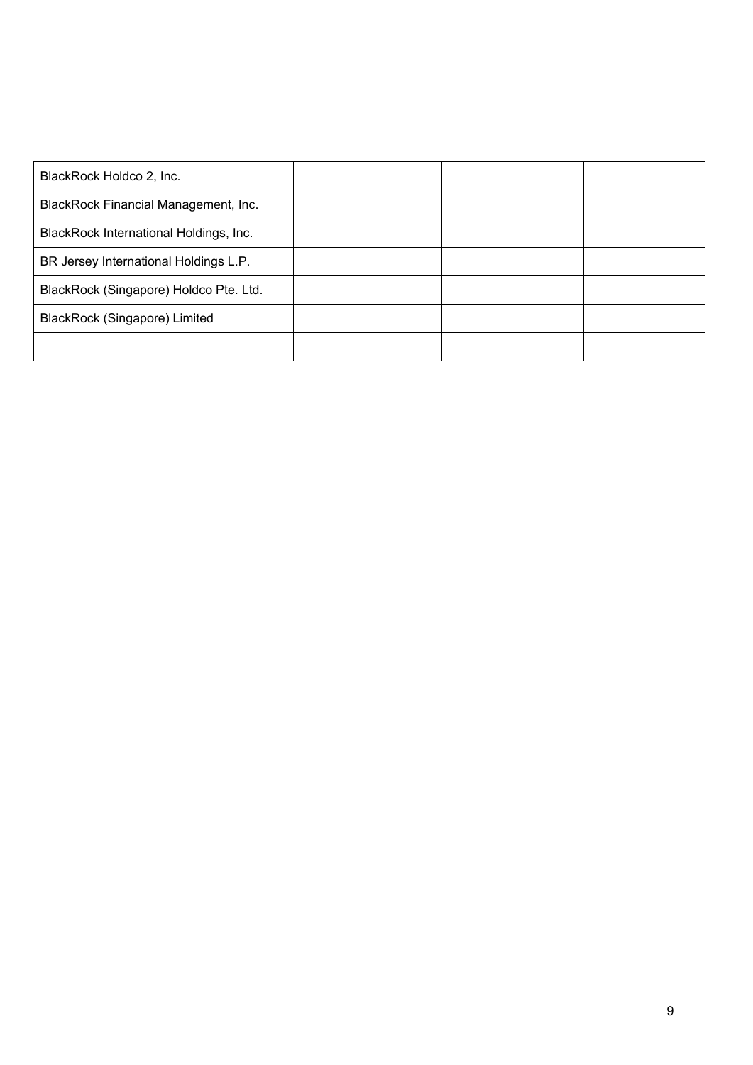| | | | |
|---|---|---|---|
| BlackRock Holdco 2, Inc. | | | |
| BlackRock Financial Management, Inc. | | | |
| BlackRock International Holdings, Inc. | | | |
| BR Jersey International Holdings L.P. | | | |
| BlackRock (Singapore) Holdco Pte. Ltd. | | | |
| BlackRock (Singapore) Limited | | | |
| | | | |